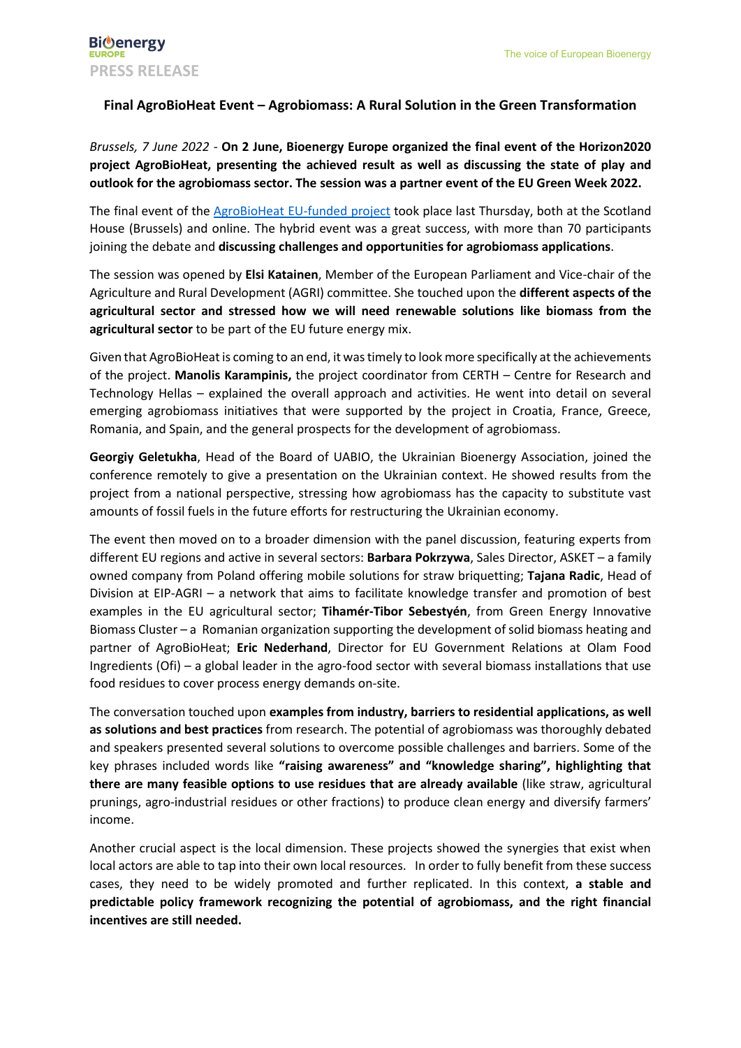**PRESS RELEASE**

## Final AgroBioHeat Event – Agrobiomass: A Rural Solution in the Green Transformation

*Brussels, 7 June 2022* - **On 2 June, Bioenergy Europe organized the final event of the Horizon2020 project AgroBioHeat, presenting the achieved result as well as discussing the state of play and outlook for the agrobiomass sector. The session was a partner event of the EU Green Week 2022.**

The final event of the AgroBioHeat EU-funded project took place last Thursday, both at the Scotland House (Brussels) and online. The hybrid event was a great success, with more than 70 participants joining the debate and **discussing challenges and opportunities for agrobiomass applications**.

The session was opened by **Elsi Katainen**, Member of the European Parliament and Vice-chair of the Agriculture and Rural Development (AGRI) committee. She touched upon the **different aspects of the agricultural sector and stressed how we will need renewable solutions like biomass from the agricultural sector** to be part of the EU future energy mix.

Given that AgroBioHeat is coming to an end, it was timely to look more specifically at the achievements of the project. **Manolis Karampinis,** the project coordinator from CERTH – Centre for Research and Technology Hellas – explained the overall approach and activities. He went into detail on several emerging agrobiomass initiatives that were supported by the project in Croatia, France, Greece, Romania, and Spain, and the general prospects for the development of agrobiomass.

**Georgiy Geletukha**, Head of the Board of UABIO, the Ukrainian Bioenergy Association, joined the conference remotely to give a presentation on the Ukrainian context. He showed results from the project from a national perspective, stressing how agrobiomass has the capacity to substitute vast amounts of fossil fuels in the future efforts for restructuring the Ukrainian economy.

The event then moved on to a broader dimension with the panel discussion, featuring experts from different EU regions and active in several sectors: **Barbara Pokrzywa**, Sales Director, ASKET – a family owned company from Poland offering mobile solutions for straw briquetting; **Tajana Radic**, Head of Division at EIP-AGRI – a network that aims to facilitate knowledge transfer and promotion of best examples in the EU agricultural sector; **Tihamér-Tibor Sebestyén**, from Green Energy Innovative Biomass Cluster – a Romanian organization supporting the development of solid biomass heating and partner of AgroBioHeat; **Eric Nederhand**, Director for EU Government Relations at Olam Food Ingredients (Ofi) – a global leader in the agro-food sector with several biomass installations that use food residues to cover process energy demands on-site.

The conversation touched upon **examples from industry, barriers to residential applications, as well as solutions and best practices** from research. The potential of agrobiomass was thoroughly debated and speakers presented several solutions to overcome possible challenges and barriers. Some of the key phrases included words like **"raising awareness" and "knowledge sharing", highlighting that there are many feasible options to use residues that are already available** (like straw, agricultural prunings, agro-industrial residues or other fractions) to produce clean energy and diversify farmers' income.

Another crucial aspect is the local dimension. These projects showed the synergies that exist when local actors are able to tap into their own local resources. In order to fully benefit from these success cases, they need to be widely promoted and further replicated. In this context, **a stable and predictable policy framework recognizing the potential of agrobiomass, and the right financial incentives are still needed.**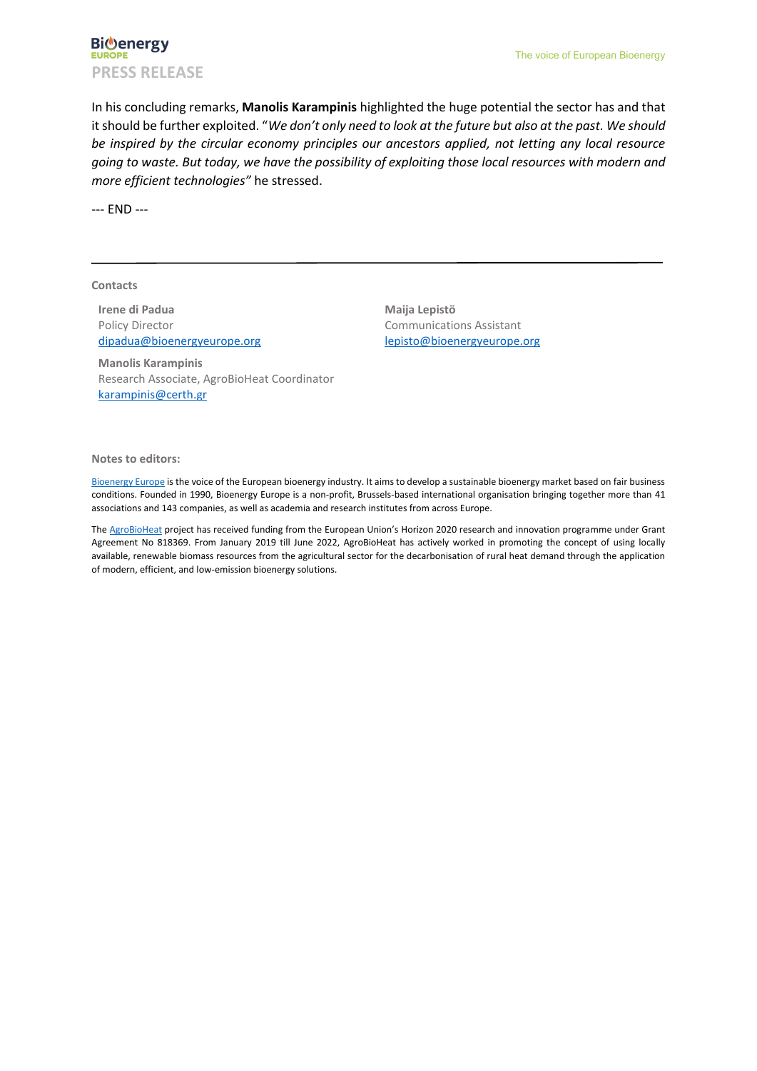In his concluding remarks, **Manolis Karampinis** highlighted the huge potential the sector has and that it should be further exploited. "*We don't only need to look at the future but also at the past. We should be inspired by the circular economy principles our ancestors applied, not letting any local resource going to waste. But today, we have the possibility of exploiting those local resources with modern and more efficient technologies"* he stressed.

--- END ---

---

**Contacts**

**Irene di Padua**
Policy Director
[dipadua@bioenergyeurope.org](mailto:dipadua@bioenergyeurope.org)

**Manolis Karampinis**
Research Associate, AgroBioHeat Coordinator
[karampinis@certh.gr](mailto:karampinis@certh.gr)

**Maija Lepistö**
Communications Assistant
[lepisto@bioenergyeurope.org](mailto:lepisto@bioenergyeurope.org)

**Notes to editors:**

Bioenergy Europe is the voice of the European bioenergy industry. It aims to develop a sustainable bioenergy market based on fair business conditions. Founded in 1990, Bioenergy Europe is a non-profit, Brussels-based international organisation bringing together more than 41 associations and 143 companies, as well as academia and research institutes from across Europe.

The AgroBioHeat project has received funding from the European Union's Horizon 2020 research and innovation programme under Grant Agreement No 818369. From January 2019 till June 2022, AgroBioHeat has actively worked in promoting the concept of using locally available, renewable biomass resources from the agricultural sector for the decarbonisation of rural heat demand through the application of modern, efficient, and low-emission bioenergy solutions.